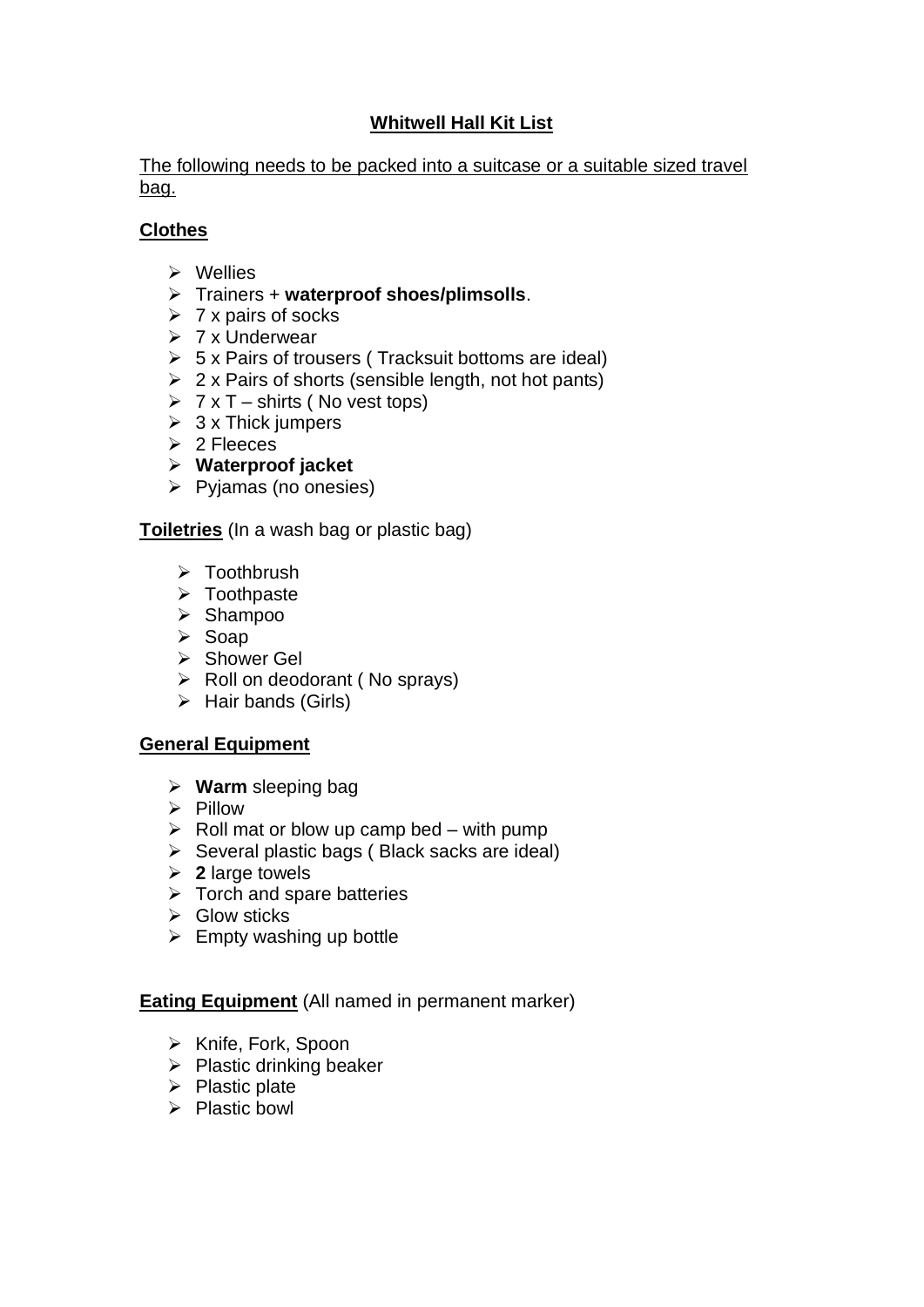# Whitwell Hall Kit List

The following needs to be packed into a suitcase or a suitable sized travel bag.

**Clothes**

- Wellies
- Trainers + **waterproof shoes/plimsolls**.
- 7 x pairs of socks
- 7 x Underwear
- 5 x Pairs of trousers ( Tracksuit bottoms are ideal)
- 2 x Pairs of shorts (sensible length, not hot pants)
- 7 x T – shirts ( No vest tops)
- 3 x Thick jumpers
- 2 Fleeces
- **Waterproof jacket**
- Pyjamas (no onesies)

**Toiletries** (In a wash bag or plastic bag)

- Toothbrush
- Toothpaste
- Shampoo
- Soap
- Shower Gel
- Roll on deodorant ( No sprays)
- Hair bands (Girls)

**General Equipment**

- **Warm** sleeping bag
- Pillow
- Roll mat or blow up camp bed – with pump
- Several plastic bags ( Black sacks are ideal)
- **2** large towels
- Torch and spare batteries
- Glow sticks
- Empty washing up bottle

**Eating Equipment** (All named in permanent marker)

- Knife, Fork, Spoon
- Plastic drinking beaker
- Plastic plate
- Plastic bowl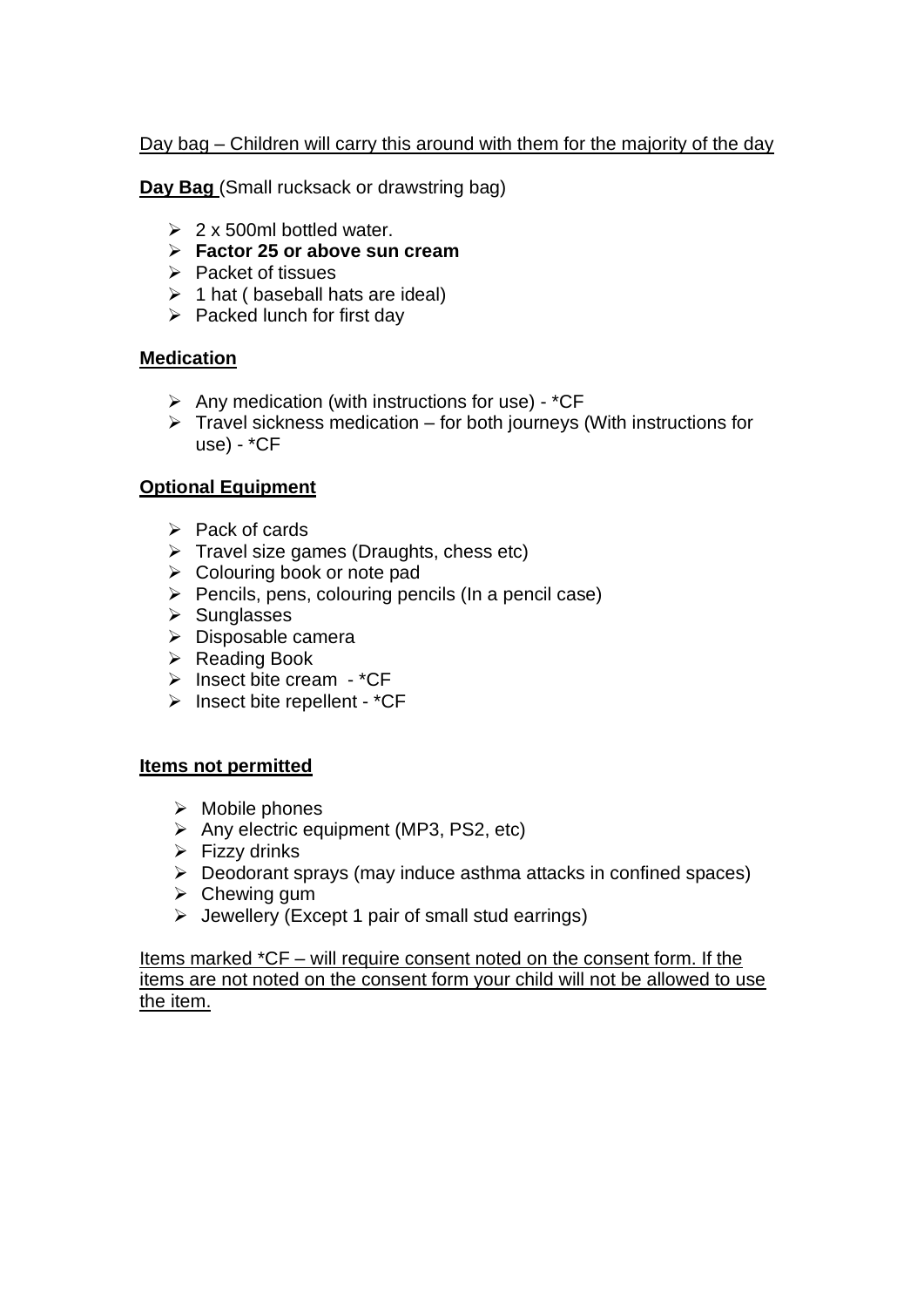<u>Day bag – Children will carry this around with them for the majority of the day</u>

**<u>Day Bag</u>** (Small rucksack or drawstring bag)

- 2 x 500ml bottled water.
- **Factor 25 or above sun cream**
- Packet of tissues
- 1 hat ( baseball hats are ideal)
- Packed lunch for first day

**<u>Medication</u>**

- Any medication (with instructions for use) - *CF
- Travel sickness medication – for both journeys (With instructions for use) - *CF

**<u>Optional Equipment</u>**

- Pack of cards
- Travel size games (Draughts, chess etc)
- Colouring book or note pad
- Pencils, pens, colouring pencils (In a pencil case)
- Sunglasses
- Disposable camera
- Reading Book
- Insect bite cream - *CF
- Insect bite repellent - *CF

**<u>Items not permitted</u>**

- Mobile phones
- Any electric equipment (MP3, PS2, etc)
- Fizzy drinks
- Deodorant sprays (may induce asthma attacks in confined spaces)
- Chewing gum
- Jewellery (Except 1 pair of small stud earrings)

<u>Items marked *CF – will require consent noted on the consent form. If the items are not noted on the consent form your child will not be allowed to use the item.</u>